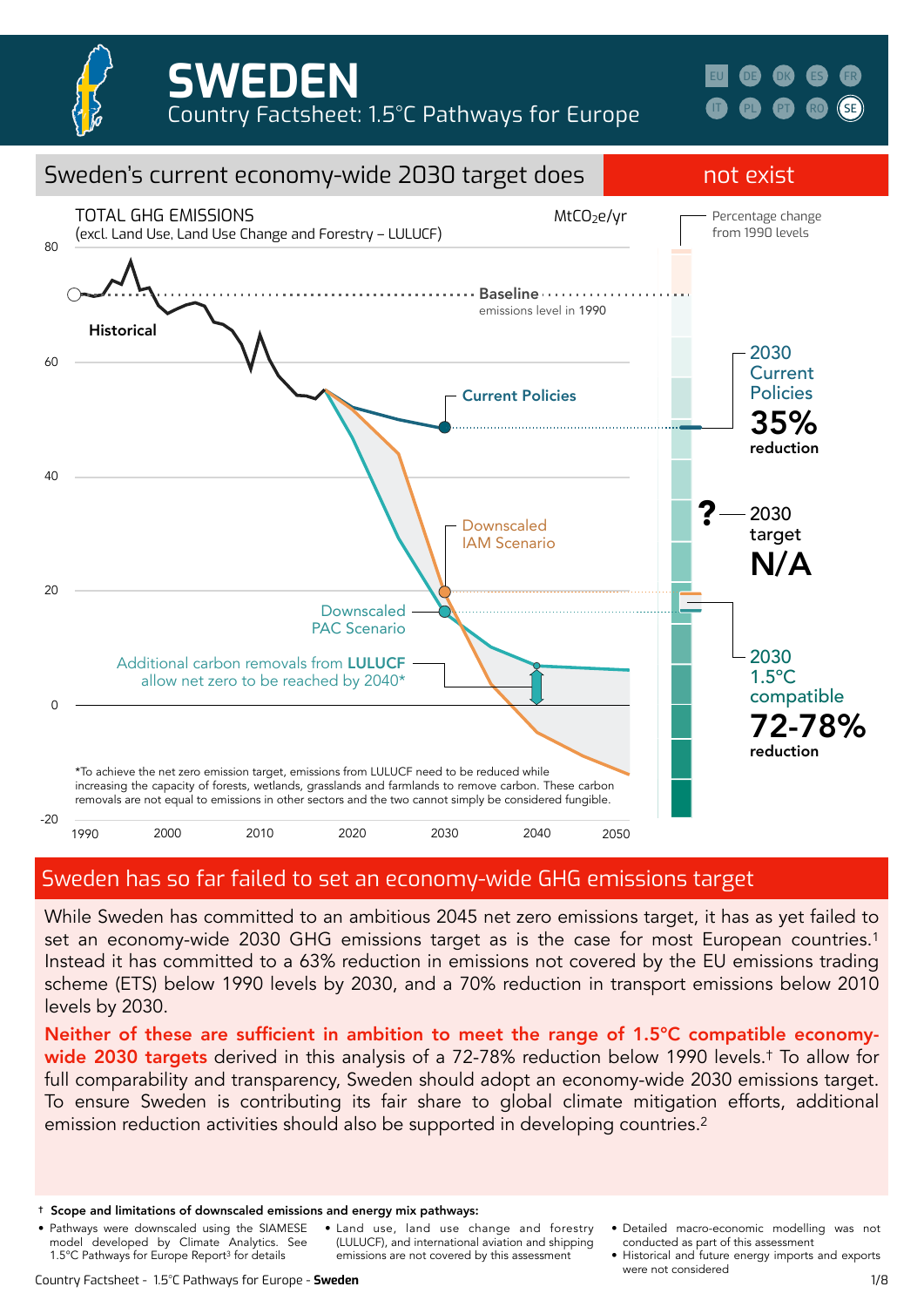# SWEDEN

Country Factsheet: 1.5°C Pathways for Europe

EU DE DK ES FR IT PL PT RO SE

## Sweden's current economy-wide 2030 target does not exist

TOTAL GHG EMISSIONS (excl. Land Use, Land Use Change and Forestry – LULUCF) $MtCO_2e/yr$

Percentage change from 1990 levels

Baseline emissions level in 1990

Historical

Current Policies

Downscaled IAM Scenario

Downscaled PAC Scenario

Additional carbon removals from **LULUCF** allow net zero to be reached by 2040*

2030 Current Policies **35%** reduction

2030 target **N/A**

2030 1.5°C compatible **72-78%** reduction

*To achieve the net zero emission target, emissions from LULUCF need to be reduced while increasing the capacity of forests, wetlands, grasslands and farmlands to remove carbon. These carbon removals are not equal to emissions in other sectors and the two cannot simply be considered fungible.

## Sweden has so far failed to set an economy-wide GHG emissions target

While Sweden has committed to an ambitious 2045 net zero emissions target, it has as yet failed to set an economy-wide 2030 GHG emissions target as is the case for most European countries.[1] Instead it has committed to a 63% reduction in emissions not covered by the EU emissions trading scheme (ETS) below 1990 levels by 2030, and a 70% reduction in transport emissions below 2010 levels by 2030.

**Neither of these are sufficient in ambition to meet the range of 1.5°C compatible economy-wide 2030 targets** derived in this analysis of a 72-78% reduction below 1990 levels.[†] To allow for full comparability and transparency, Sweden should adopt an economy-wide 2030 emissions target. To ensure Sweden is contributing its fair share to global climate mitigation efforts, additional emission reduction activities should also be supported in developing countries.[2]

[†] **Scope and limitations of downscaled emissions and energy mix pathways:**

- Pathways were downscaled using the SIAMESE model developed by Climate Analytics. See 1.5°C Pathways for Europe Report[3] for details
- Land use, land use change and forestry (LULUCF), and international aviation and shipping emissions are not covered by this assessment
- Detailed macro-economic modelling was not conducted as part of this assessment
- Historical and future energy imports and exports were not considered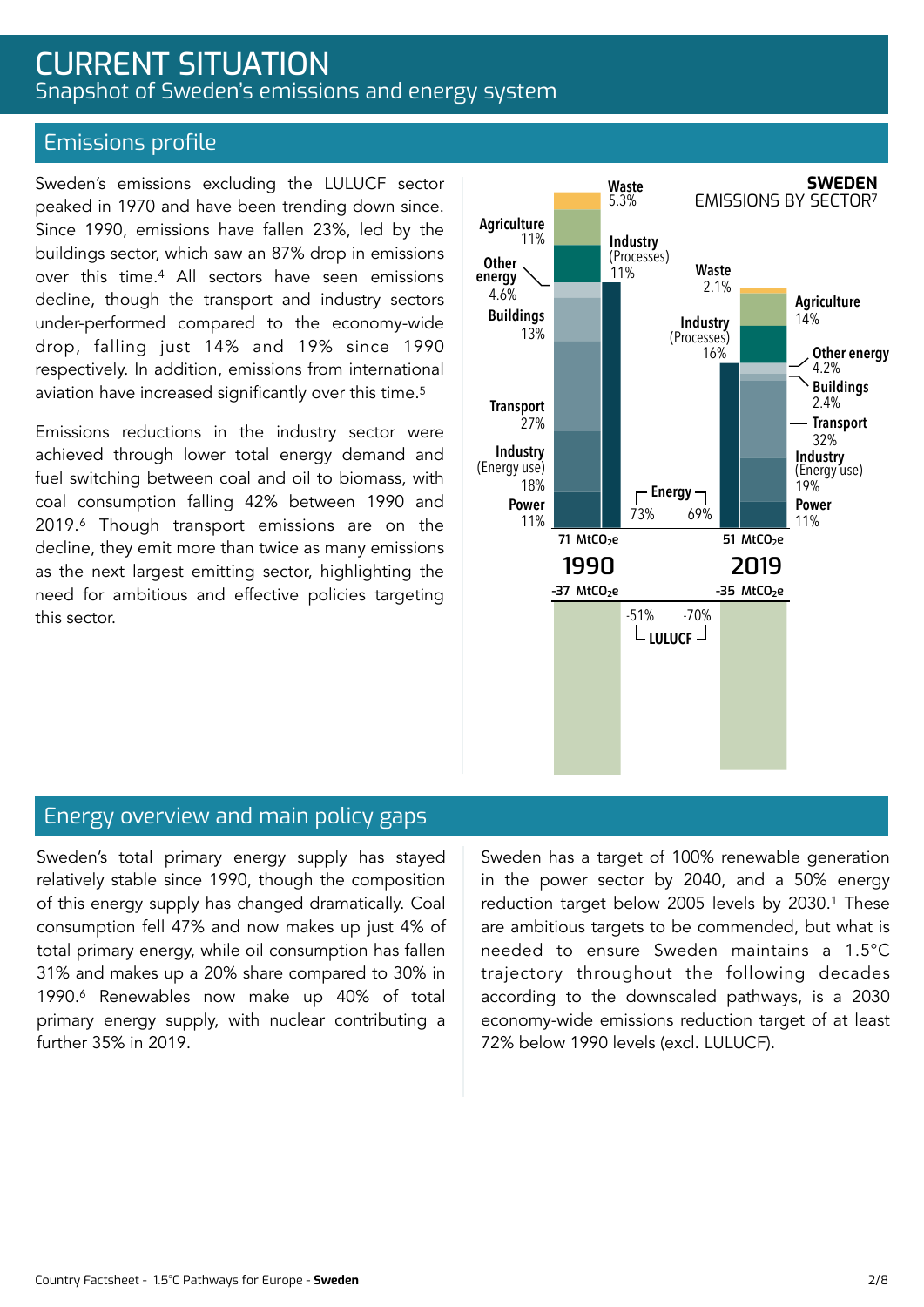# CURRENT SITUATION

Snapshot of Sweden's emissions and energy system

## Emissions profile

Sweden's emissions excluding the LULUCF sector peaked in 1970 and have been trending down since. Since 1990, emissions have fallen 23%, led by the buildings sector, which saw an 87% drop in emissions over this time.[4] All sectors have seen emissions decline, though the transport and industry sectors under-performed compared to the economy-wide drop, falling just 14% and 19% since 1990 respectively. In addition, emissions from international aviation have increased significantly over this time.[5]

Emissions reductions in the industry sector were achieved through lower total energy demand and fuel switching between coal and oil to biomass, with coal consumption falling 42% between 1990 and 2019.[6] Though transport emissions are on the decline, they emit more than twice as many emissions as the next largest emitting sector, highlighting the need for ambitious and effective policies targeting this sector.

**SWEDEN**
EMISSIONS BY SECTOR[7]

| Sector | 1990 | 2019 |
|---|---|---|
| Waste | 5.3% | 2.1% |
| Agriculture | 11% | 14% |
| Industry (Processes) | 11% | 16% |
| Other energy | 4.6% | 4.2% |
| Buildings | 13% | 2.4% |
| Transport | 27% | 32% |
| Industry (Energy use) | 18% | 19% |
| Power | 11% | 11% |
| Energy (total) | 73% | 69% |
| Total | 71 $MtCO_2e$ | 51 $MtCO_2e$ |
| LULUCF | -37 $MtCO_2e$ (-51%) | -35 $MtCO_2e$ (-70%) |

## Energy overview and main policy gaps

Sweden's total primary energy supply has stayed relatively stable since 1990, though the composition of this energy supply has changed dramatically. Coal consumption fell 47% and now makes up just 4% of total primary energy, while oil consumption has fallen 31% and makes up a 20% share compared to 30% in 1990.[6] Renewables now make up 40% of total primary energy supply, with nuclear contributing a further 35% in 2019.

Sweden has a target of 100% renewable generation in the power sector by 2040, and a 50% energy reduction target below 2005 levels by 2030.[1] These are ambitious targets to be commended, but what is needed to ensure Sweden maintains a 1.5°C trajectory throughout the following decades according to the downscaled pathways, is a 2030 economy-wide emissions reduction target of at least 72% below 1990 levels (excl. LULUCF).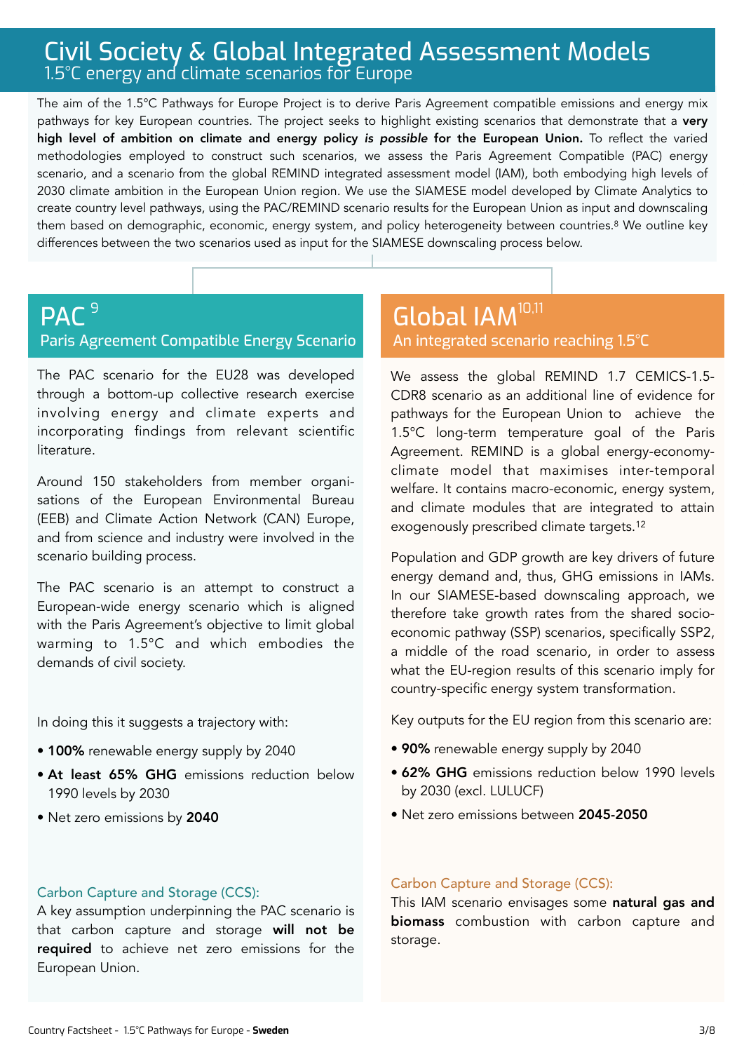# Civil Society & Global Integrated Assessment Models

## 1.5°C energy and climate scenarios for Europe

The aim of the 1.5°C Pathways for Europe Project is to derive Paris Agreement compatible emissions and energy mix pathways for key European countries. The project seeks to highlight existing scenarios that demonstrate that a **very high level of ambition on climate and energy policy *is possible* for the European Union.** To reflect the varied methodologies employed to construct such scenarios, we assess the Paris Agreement Compatible (PAC) energy scenario, and a scenario from the global REMIND integrated assessment model (IAM), both embodying high levels of 2030 climate ambition in the European Union region. We use the SIAMESE model developed by Climate Analytics to create country level pathways, using the PAC/REMIND scenario results for the European Union as input and downscaling them based on demographic, economic, energy system, and policy heterogeneity between countries.[8] We outline key differences between the two scenarios used as input for the SIAMESE downscaling process below.

## PAC [9]

### Paris Agreement Compatible Energy Scenario

The PAC scenario for the EU28 was developed through a bottom-up collective research exercise involving energy and climate experts and incorporating findings from relevant scientific literature.

Around 150 stakeholders from member organisations of the European Environmental Bureau (EEB) and Climate Action Network (CAN) Europe, and from science and industry were involved in the scenario building process.

The PAC scenario is an attempt to construct a European-wide energy scenario which is aligned with the Paris Agreement's objective to limit global warming to 1.5°C and which embodies the demands of civil society.

In doing this it suggests a trajectory with:

- **100%** renewable energy supply by 2040
- **At least 65% GHG** emissions reduction below 1990 levels by 2030
- Net zero emissions by **2040**

#### Carbon Capture and Storage (CCS):

A key assumption underpinning the PAC scenario is that carbon capture and storage **will not be required** to achieve net zero emissions for the European Union.

## Global IAM [10,11]

### An integrated scenario reaching 1.5°C

We assess the global REMIND 1.7 CEMICS-1.5-CDR8 scenario as an additional line of evidence for pathways for the European Union to achieve the 1.5°C long-term temperature goal of the Paris Agreement. REMIND is a global energy-economy-climate model that maximises inter-temporal welfare. It contains macro-economic, energy system, and climate modules that are integrated to attain exogenously prescribed climate targets.[12]

Population and GDP growth are key drivers of future energy demand and, thus, GHG emissions in IAMs. In our SIAMESE-based downscaling approach, we therefore take growth rates from the shared socio-economic pathway (SSP) scenarios, specifically SSP2, a middle of the road scenario, in order to assess what the EU-region results of this scenario imply for country-specific energy system transformation.

Key outputs for the EU region from this scenario are:

- **90%** renewable energy supply by 2040
- **62% GHG** emissions reduction below 1990 levels by 2030 (excl. LULUCF)
- Net zero emissions between **2045-2050**

#### Carbon Capture and Storage (CCS):

This IAM scenario envisages some **natural gas and biomass** combustion with carbon capture and storage.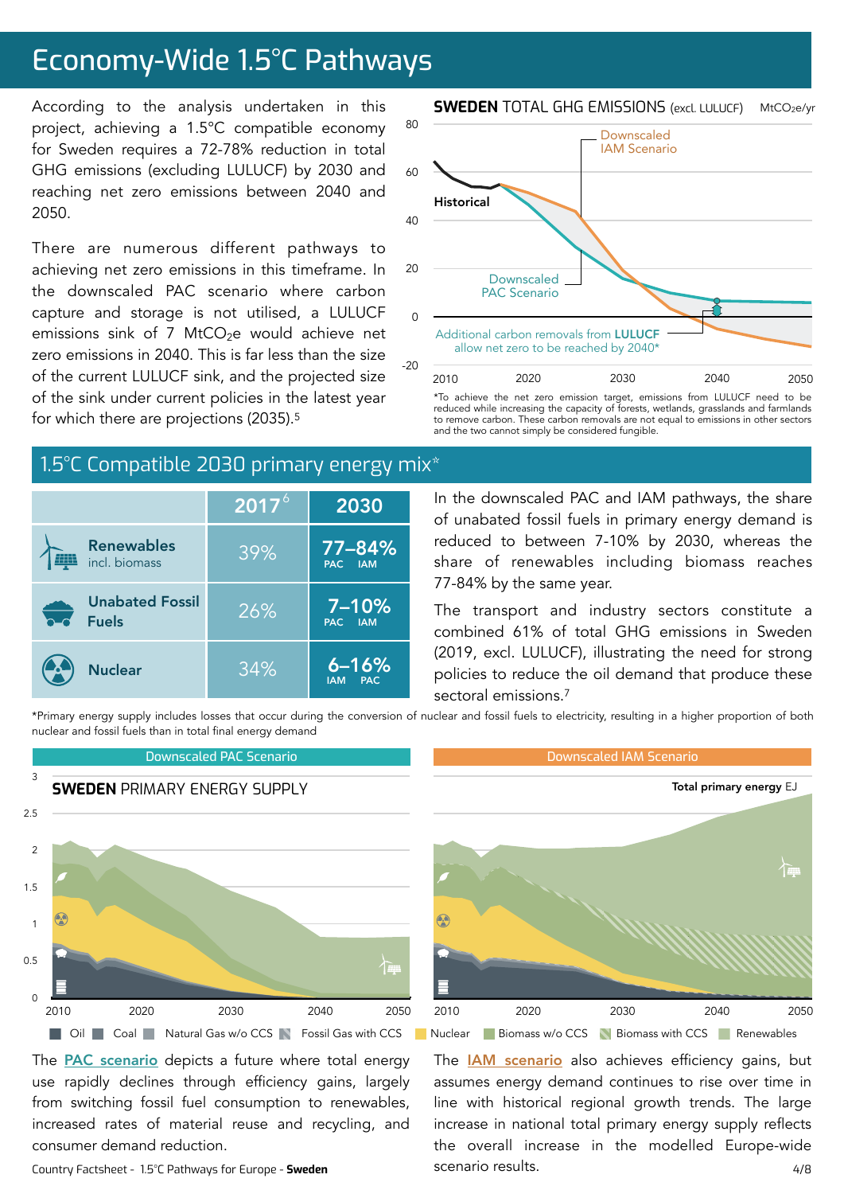# Economy-Wide 1.5°C Pathways

According to the analysis undertaken in this project, achieving a 1.5°C compatible economy for Sweden requires a 72-78% reduction in total GHG emissions (excluding LULUCF) by 2030 and reaching net zero emissions between 2040 and 2050.

There are numerous different pathways to achieving net zero emissions in this timeframe. In the downscaled PAC scenario where carbon capture and storage is not utilised, a LULUCF emissions sink of 7 $MtCO_2e$ would achieve net zero emissions in 2040. This is far less than the size of the current LULUCF sink, and the projected size of the sink under current policies in the latest year for which there are projections (2035).[5]

**SWEDEN** TOTAL GHG EMISSIONS (excl. LULUCF) $MtCO_2e$/yr

*To achieve the net zero emission target, emissions from LULUCF need to be reduced while increasing the capacity of forests, wetlands, grasslands and farmlands to remove carbon. These carbon removals are not equal to emissions in other sectors and the two cannot simply be considered fungible.

## 1.5°C Compatible 2030 primary energy mix*

| | 2017[6] | 2030 |
|---|---|---|
| Renewables incl. biomass | 39% | 77–84% (PAC – IAM) |
| Unabated Fossil Fuels | 26% | 7–10% (PAC – IAM) |
| Nuclear | 34% | 6–16% (IAM – PAC) |

In the downscaled PAC and IAM pathways, the share of unabated fossil fuels in primary energy demand is reduced to between 7-10% by 2030, whereas the share of renewables including biomass reaches 77-84% by the same year.

The transport and industry sectors constitute a combined 61% of total GHG emissions in Sweden (2019, excl. LULUCF), illustrating the need for strong policies to reduce the oil demand that produce these sectoral emissions.[7]

*Primary energy supply includes losses that occur during the conversion of nuclear and fossil fuels to electricity, resulting in a higher proportion of both nuclear and fossil fuels than in total final energy demand

**SWEDEN** PRIMARY ENERGY SUPPLY — Downscaled PAC Scenario / Downscaled IAM Scenario (Total primary energy EJ)

Legend: Oil, Coal, Natural Gas w/o CCS, Fossil Gas with CCS, Nuclear, Biomass w/o CCS, Biomass with CCS, Renewables

The PAC scenario depicts a future where total energy use rapidly declines through efficiency gains, largely from switching fossil fuel consumption to renewables, increased rates of material reuse and recycling, and consumer demand reduction.

The IAM scenario also achieves efficiency gains, but assumes energy demand continues to rise over time in line with historical regional growth trends. The large increase in national total primary energy supply reflects the overall increase in the modelled Europe-wide scenario results.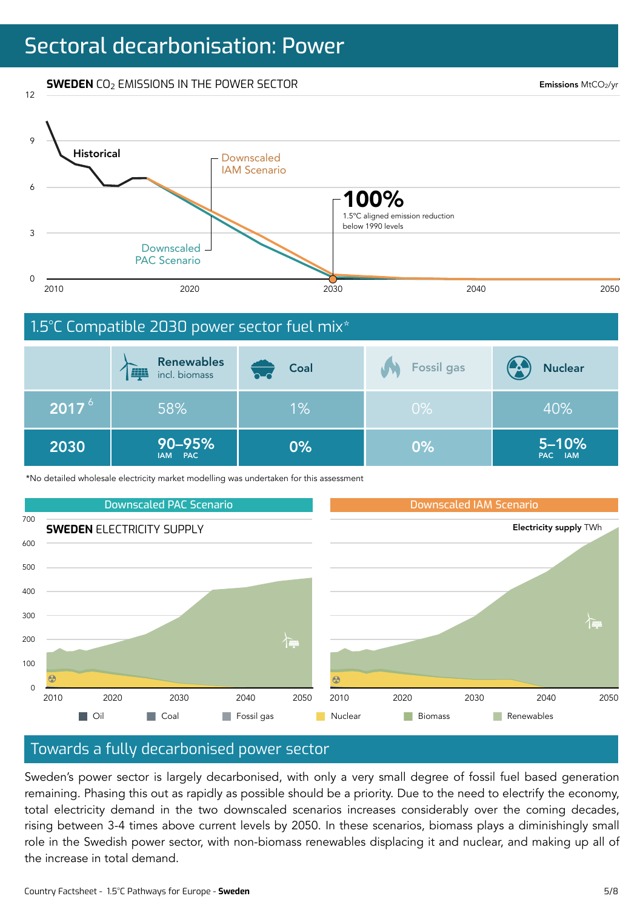# Sectoral decarbonisation: Power

**SWEDEN** $CO_2$ EMISSIONS IN THE POWER SECTOR

Emissions $MtCO_2$/yr

Historical

Downscaled IAM Scenario

Downscaled PAC Scenario

**100%**
1.5°C aligned emission reduction below 1990 levels

## 1.5°C Compatible 2030 power sector fuel mix*

| | Renewables incl. biomass | Coal | Fossil gas | Nuclear |
|---|---|---|---|---|
| 2017[6] | 58% | 1% | 0% | 40% |
| 2030 | 90–95% (IAM – PAC) | 0% | 0% | 5–10% (PAC – IAM) |

*No detailed wholesale electricity market modelling was undertaken for this assessment

Downscaled PAC Scenario | Downscaled IAM Scenario

**SWEDEN** ELECTRICITY SUPPLY

Electricity supply TWh

Oil | Coal | Fossil gas | Nuclear | Biomass | Renewables

## Towards a fully decarbonised power sector

Sweden's power sector is largely decarbonised, with only a very small degree of fossil fuel based generation remaining. Phasing this out as rapidly as possible should be a priority. Due to the need to electrify the economy, total electricity demand in the two downscaled scenarios increases considerably over the coming decades, rising between 3-4 times above current levels by 2050. In these scenarios, biomass plays a diminishingly small role in the Swedish power sector, with non-biomass renewables displacing it and nuclear, and making up all of the increase in total demand.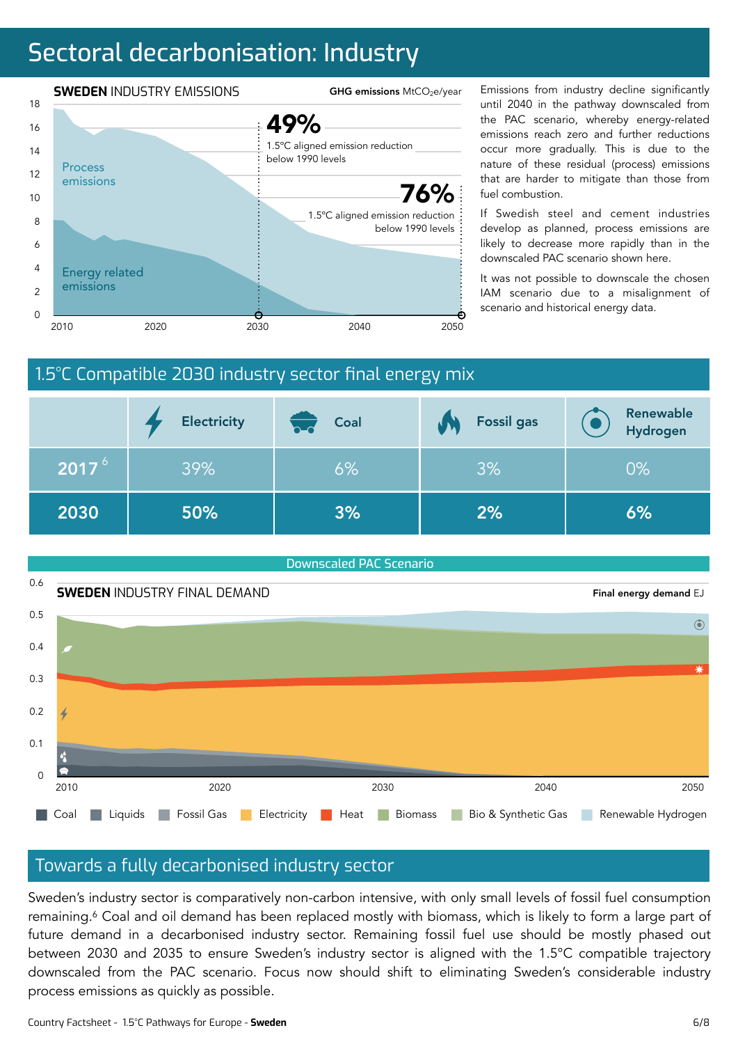# Sectoral decarbonisation: Industry

**SWEDEN** INDUSTRY EMISSIONS

**GHG emissions** $MtCO_2e$/year

Process emissions

Energy related emissions

**49%** 1.5°C aligned emission reduction below 1990 levels

**76%** 1.5°C aligned emission reduction below 1990 levels

Emissions from industry decline significantly until 2040 in the pathway downscaled from the PAC scenario, whereby energy-related emissions reach zero and further reductions occur more gradually. This is due to the nature of these residual (process) emissions that are harder to mitigate than those from fuel combustion.

If Swedish steel and cement industries develop as planned, process emissions are likely to decrease more rapidly than in the downscaled PAC scenario shown here.

It was not possible to downscale the chosen IAM scenario due to a misalignment of scenario and historical energy data.

## 1.5°C Compatible 2030 industry sector final energy mix

| | Electricity | Coal | Fossil gas | Renewable Hydrogen |
|---|---|---|---|---|
| **2017** [6] | 39% | 6% | 3% | 0% |
| **2030** | **50%** | **3%** | **2%** | **6%** |

Downscaled PAC Scenario

**SWEDEN** INDUSTRY FINAL DEMAND

**Final energy demand** EJ

Coal | Liquids | Fossil Gas | Electricity | Heat | Biomass | Bio & Synthetic Gas | Renewable Hydrogen

## Towards a fully decarbonised industry sector

Sweden's industry sector is comparatively non-carbon intensive, with only small levels of fossil fuel consumption remaining.[6] Coal and oil demand has been replaced mostly with biomass, which is likely to form a large part of future demand in a decarbonised industry sector. Remaining fossil fuel use should be mostly phased out between 2030 and 2035 to ensure Sweden's industry sector is aligned with the 1.5°C compatible trajectory downscaled from the PAC scenario. Focus now should shift to eliminating Sweden's considerable industry process emissions as quickly as possible.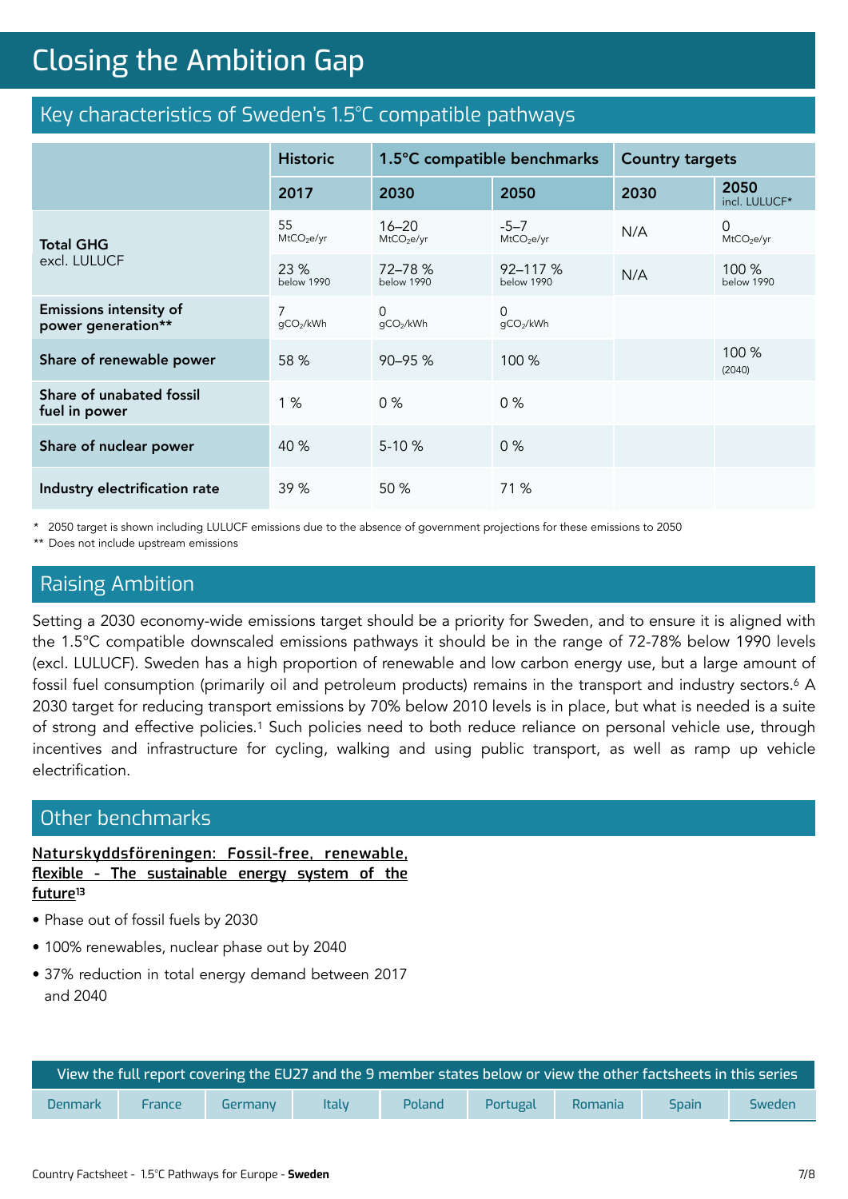# Closing the Ambition Gap

## Key characteristics of Sweden's 1.5°C compatible pathways

| | Historic | 1.5°C compatible benchmarks | | Country targets | |
|---|---|---|---|---|---|
| | 2017 | 2030 | 2050 | 2030 | 2050 incl. LULUCF* |
| **Total GHG** excl. LULUCF | 55 $MtCO_2e/yr$ | 16–20 $MtCO_2e/yr$ | -5–7 $MtCO_2e/yr$ | N/A | 0 $MtCO_2e/yr$ |
| | 23 % below 1990 | 72–78 % below 1990 | 92–117 % below 1990 | N/A | 100 % below 1990 |
| **Emissions intensity of power generation**** | 7 $gCO_2/kWh$ | 0 $gCO_2/kWh$ | 0 $gCO_2/kWh$ | | |
| **Share of renewable power** | 58 % | 90–95 % | 100 % | | 100 % (2040) |
| **Share of unabated fossil fuel in power** | 1 % | 0 % | 0 % | | |
| **Share of nuclear power** | 40 % | 5-10 % | 0 % | | |
| **Industry electrification rate** | 39 % | 50 % | 71 % | | |

\* 2050 target is shown including LULUCF emissions due to the absence of government projections for these emissions to 2050

** Does not include upstream emissions

## Raising Ambition

Setting a 2030 economy-wide emissions target should be a priority for Sweden, and to ensure it is aligned with the 1.5°C compatible downscaled emissions pathways it should be in the range of 72-78% below 1990 levels (excl. LULUCF). Sweden has a high proportion of renewable and low carbon energy use, but a large amount of fossil fuel consumption (primarily oil and petroleum products) remains in the transport and industry sectors.[6] A 2030 target for reducing transport emissions by 70% below 2010 levels is in place, but what is needed is a suite of strong and effective policies.[1] Such policies need to both reduce reliance on personal vehicle use, through incentives and infrastructure for cycling, walking and using public transport, as well as ramp up vehicle electrification.

## Other benchmarks

**Naturskyddsföreningen: Fossil-free, renewable, flexible - The sustainable energy system of the future[13]**

- Phase out of fossil fuels by 2030
- 100% renewables, nuclear phase out by 2040
- 37% reduction in total energy demand between 2017 and 2040

View the full report covering the EU27 and the 9 member states below or view the other factsheets in this series

Denmark | France | Germany | Italy | Poland | Portugal | Romania | Spain | Sweden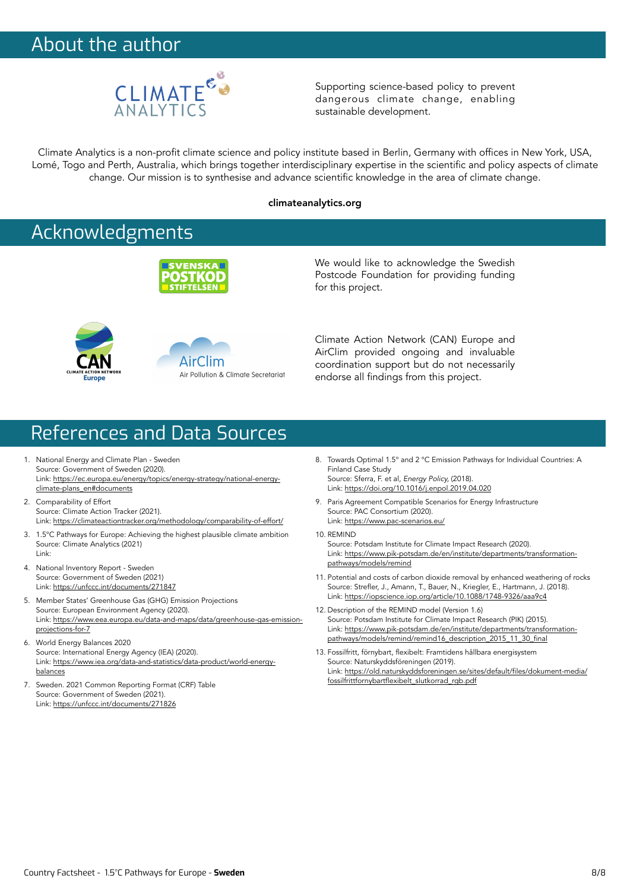# About the author

Supporting science-based policy to prevent dangerous climate change, enabling sustainable development.

Climate Analytics is a non-profit climate science and policy institute based in Berlin, Germany with offices in New York, USA, Lomé, Togo and Perth, Australia, which brings together interdisciplinary expertise in the scientific and policy aspects of climate change. Our mission is to synthesise and advance scientific knowledge in the area of climate change.

**climateanalytics.org**

# Acknowledgments

We would like to acknowledge the Swedish Postcode Foundation for providing funding for this project.

Climate Action Network (CAN) Europe and AirClim provided ongoing and invaluable coordination support but do not necessarily endorse all findings from this project.

# References and Data Sources

1. National Energy and Climate Plan - Sweden
   Source: Government of Sweden (2020).
   Link: https://ec.europa.eu/energy/topics/energy-strategy/national-energy-climate-plans_en#documents
2. Comparability of Effort
   Source: Climate Action Tracker (2021).
   Link: https://climateactiontracker.org/methodology/comparability-of-effort/
3. 1.5°C Pathways for Europe: Achieving the highest plausible climate ambition
   Source: Climate Analytics (2021)
   Link:
4. National Inventory Report - Sweden
   Source: Government of Sweden (2021)
   Link: https://unfccc.int/documents/271847
5. Member States' Greenhouse Gas (GHG) Emission Projections
   Source: European Environment Agency (2020).
   Link: https://www.eea.europa.eu/data-and-maps/data/greenhouse-gas-emission-projections-for-7
6. World Energy Balances 2020
   Source: International Energy Agency (IEA) (2020).
   Link: https://www.iea.org/data-and-statistics/data-product/world-energy-balances
7. Sweden. 2021 Common Reporting Format (CRF) Table
   Source: Government of Sweden (2021).
   Link: https://unfccc.int/documents/271826
8. Towards Optimal 1.5° and 2 °C Emission Pathways for Individual Countries: A Finland Case Study
   Source: Sferra, F. et al, *Energy Policy*, (2018).
   Link: https://doi.org/10.1016/j.enpol.2019.04.020
9. Paris Agreement Compatible Scenarios for Energy Infrastructure
   Source: PAC Consortium (2020).
   Link: https://www.pac-scenarios.eu/
10. REMIND
    Source: Potsdam Institute for Climate Impact Research (2020).
    Link: https://www.pik-potsdam.de/en/institute/departments/transformation-pathways/models/remind
11. Potential and costs of carbon dioxide removal by enhanced weathering of rocks
    Source: Strefler, J., Amann, T., Bauer, N., Kriegler, E., Hartmann, J. (2018).
    Link: https://iopscience.iop.org/article/10.1088/1748-9326/aaa9c4
12. Description of the REMIND model (Version 1.6)
    Source: Potsdam Institute for Climate Impact Research (PIK) (2015).
    Link: https://www.pik-potsdam.de/en/institute/departments/transformation-pathways/models/remind/remind16_description_2015_11_30_final
13. Fossilfritt, förnybart, flexibelt: Framtidens hållbara energisystem
    Source: Naturskyddsföreningen (2019).
    Link: https://old.naturskyddsforeningen.se/sites/default/files/dokument-media/fossilfrittfornybartflexibelt_slutkorrad_rgb.pdf